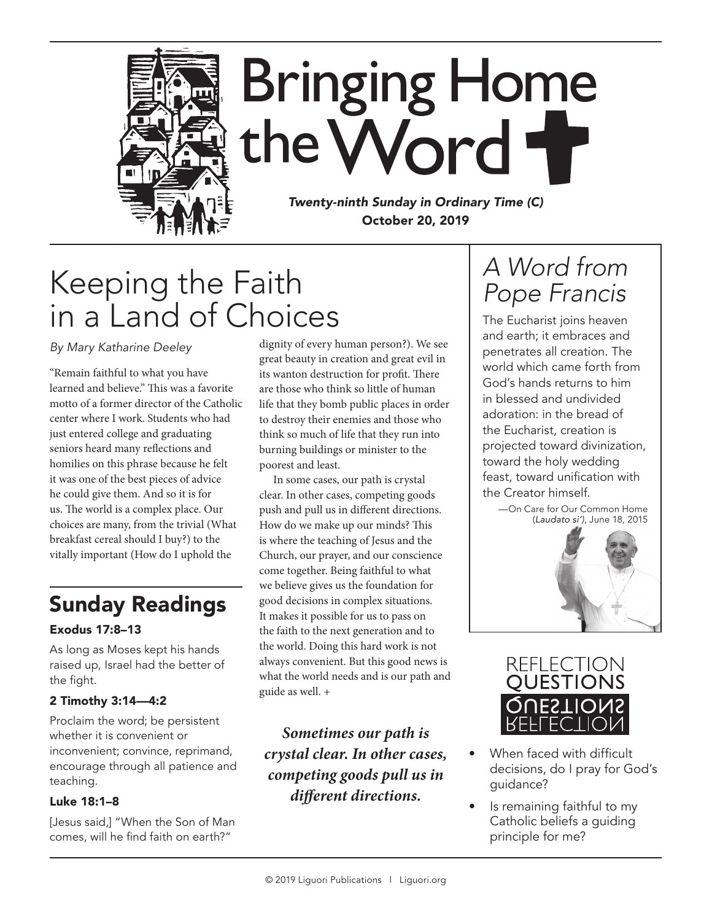# Bringing Home the Word

*Twenty-ninth Sunday in Ordinary Time (C)*
**October 20, 2019**

## Keeping the Faith in a Land of Choices

*By Mary Katharine Deeley*

"Remain faithful to what you have learned and believe." This was a favorite motto of a former director of the Catholic center where I work. Students who had just entered college and graduating seniors heard many reflections and homilies on this phrase because he felt it was one of the best pieces of advice he could give them. And so it is for us. The world is a complex place. Our choices are many, from the trivial (What breakfast cereal should I buy?) to the vitally important (How do I uphold the dignity of every human person?). We see great beauty in creation and great evil in its wanton destruction for profit. There are those who think so little of human life that they bomb public places in order to destroy their enemies and those who think so much of life that they run into burning buildings or minister to the poorest and least.

In some cases, our path is crystal clear. In other cases, competing goods push and pull us in different directions. How do we make up our minds? This is where the teaching of Jesus and the Church, our prayer, and our conscience come together. Being faithful to what we believe gives us the foundation for good decisions in complex situations. It makes it possible for us to pass on the faith to the next generation and to the world. Doing this hard work is not always convenient. But this good news is what the world needs and is our path and guide as well. +

***Sometimes our path is crystal clear. In other cases, competing goods pull us in different directions.***

## Sunday Readings

### Exodus 17:8–13

As long as Moses kept his hands raised up, Israel had the better of the fight.

### 2 Timothy 3:14—4:2

Proclaim the word; be persistent whether it is convenient or inconvenient; convince, reprimand, encourage through all patience and teaching.

### Luke 18:1–8

[Jesus said,] "When the Son of Man comes, will he find faith on earth?"

## *A Word from Pope Francis*

The Eucharist joins heaven and earth; it embraces and penetrates all creation. The world which came forth from God's hands returns to him in blessed and undivided adoration: in the bread of the Eucharist, creation is projected toward divinization, toward the holy wedding feast, toward unification with the Creator himself.

—On Care for Our Common Home (*Laudato si'*), June 18, 2015

## Reflection Questions

- When faced with difficult decisions, do I pray for God's guidance?
- Is remaining faithful to my Catholic beliefs a guiding principle for me?

© 2019 Liguori Publications | Liguori.org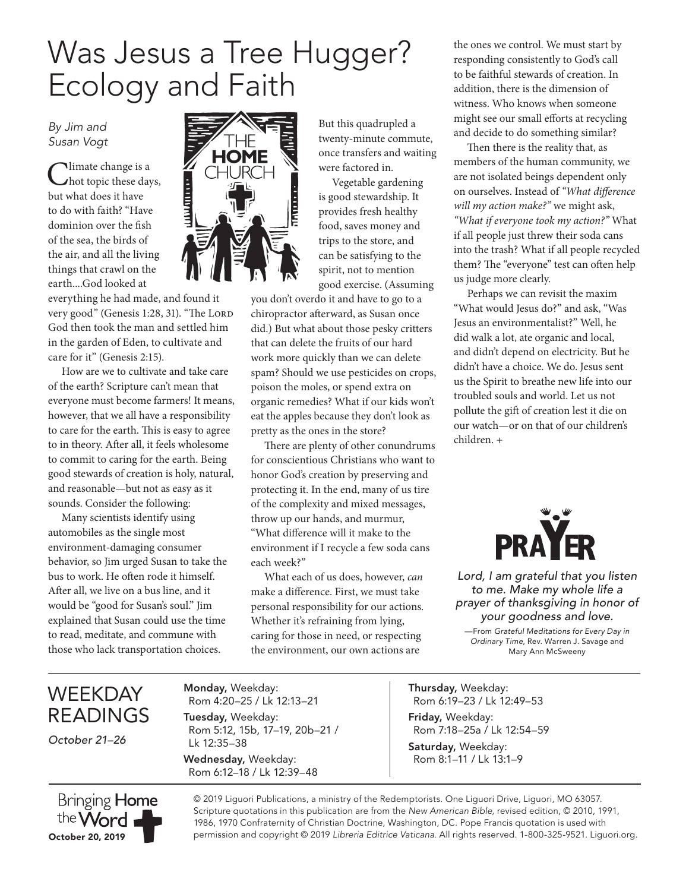# Was Jesus a Tree Hugger? Ecology and Faith

*By Jim and Susan Vogt*

Climate change is a hot topic these days, but what does it have to do with faith? "Have dominion over the fish of the sea, the birds of the air, and all the living things that crawl on the earth....God looked at everything he had made, and found it very good" (Genesis 1:28, 31). "The LORD God then took the man and settled him in the garden of Eden, to cultivate and care for it" (Genesis 2:15).

How are we to cultivate and take care of the earth? Scripture can't mean that everyone must become farmers! It means, however, that we all have a responsibility to care for the earth. This is easy to agree to in theory. After all, it feels wholesome to commit to caring for the earth. Being good stewards of creation is holy, natural, and reasonable—but not as easy as it sounds. Consider the following:

Many scientists identify using automobiles as the single most environment-damaging consumer behavior, so Jim urged Susan to take the bus to work. He often rode it himself. After all, we live on a bus line, and it would be "good for Susan's soul." Jim explained that Susan could use the time to read, meditate, and commune with those who lack transportation choices. But this quadrupled a twenty-minute commute, once transfers and waiting were factored in.

Vegetable gardening is good stewardship. It provides fresh healthy food, saves money and trips to the store, and can be satisfying to the spirit, not to mention good exercise. (Assuming you don't overdo it and have to go to a chiropractor afterward, as Susan once did.) But what about those pesky critters that can delete the fruits of our hard work more quickly than we can delete spam? Should we use pesticides on crops, poison the moles, or spend extra on organic remedies? What if our kids won't eat the apples because they don't look as pretty as the ones in the store?

There are plenty of other conundrums for conscientious Christians who want to honor God's creation by preserving and protecting it. In the end, many of us tire of the complexity and mixed messages, throw up our hands, and murmur, "What difference will it make to the environment if I recycle a few soda cans each week?"

What each of us does, however, *can* make a difference. First, we must take personal responsibility for our actions. Whether it's refraining from lying, caring for those in need, or respecting the environment, our own actions are the ones we control. We must start by responding consistently to God's call to be faithful stewards of creation. In addition, there is the dimension of witness. Who knows when someone might see our small efforts at recycling and decide to do something similar?

Then there is the reality that, as members of the human community, we are not isolated beings dependent only on ourselves. Instead of *"What difference will my action make?"* we might ask, *"What if everyone took my action?"* What if all people just threw their soda cans into the trash? What if all people recycled them? The "everyone" test can often help us judge more clearly.

Perhaps we can revisit the maxim "What would Jesus do?" and ask, "Was Jesus an environmentalist?" Well, he did walk a lot, ate organic and local, and didn't depend on electricity. But he didn't have a choice. We do. Jesus sent us the Spirit to breathe new life into our troubled souls and world. Let us not pollute the gift of creation lest it die on our watch—or on that of our children's children. +

## PRAYER

*Lord, I am grateful that you listen to me. Make my whole life a prayer of thanksgiving in honor of your goodness and love.*

—From *Grateful Meditations for Every Day in Ordinary Time,* Rev. Warren J. Savage and Mary Ann McSweeny

## WEEKDAY READINGS

*October 21–26*

**Monday,** Weekday: Rom 4:20–25 / Lk 12:13–21

**Tuesday,** Weekday: Rom 5:12, 15b, 17–19, 20b–21 / Lk 12:35–38

**Wednesday,** Weekday: Rom 6:12–18 / Lk 12:39–48

**Thursday,** Weekday: Rom 6:19–23 / Lk 12:49–53

**Friday,** Weekday: Rom 7:18–25a / Lk 12:54–59

**Saturday,** Weekday: Rom 8:1–11 / Lk 13:1–9

Bringing Home the Word
October 20, 2019

© 2019 Liguori Publications, a ministry of the Redemptorists. One Liguori Drive, Liguori, MO 63057. Scripture quotations in this publication are from the *New American Bible,* revised edition, © 2010, 1991, 1986, 1970 Confraternity of Christian Doctrine, Washington, DC. Pope Francis quotation is used with permission and copyright © 2019 *Libreria Editrice Vaticana.* All rights reserved. 1-800-325-9521. Liguori.org.